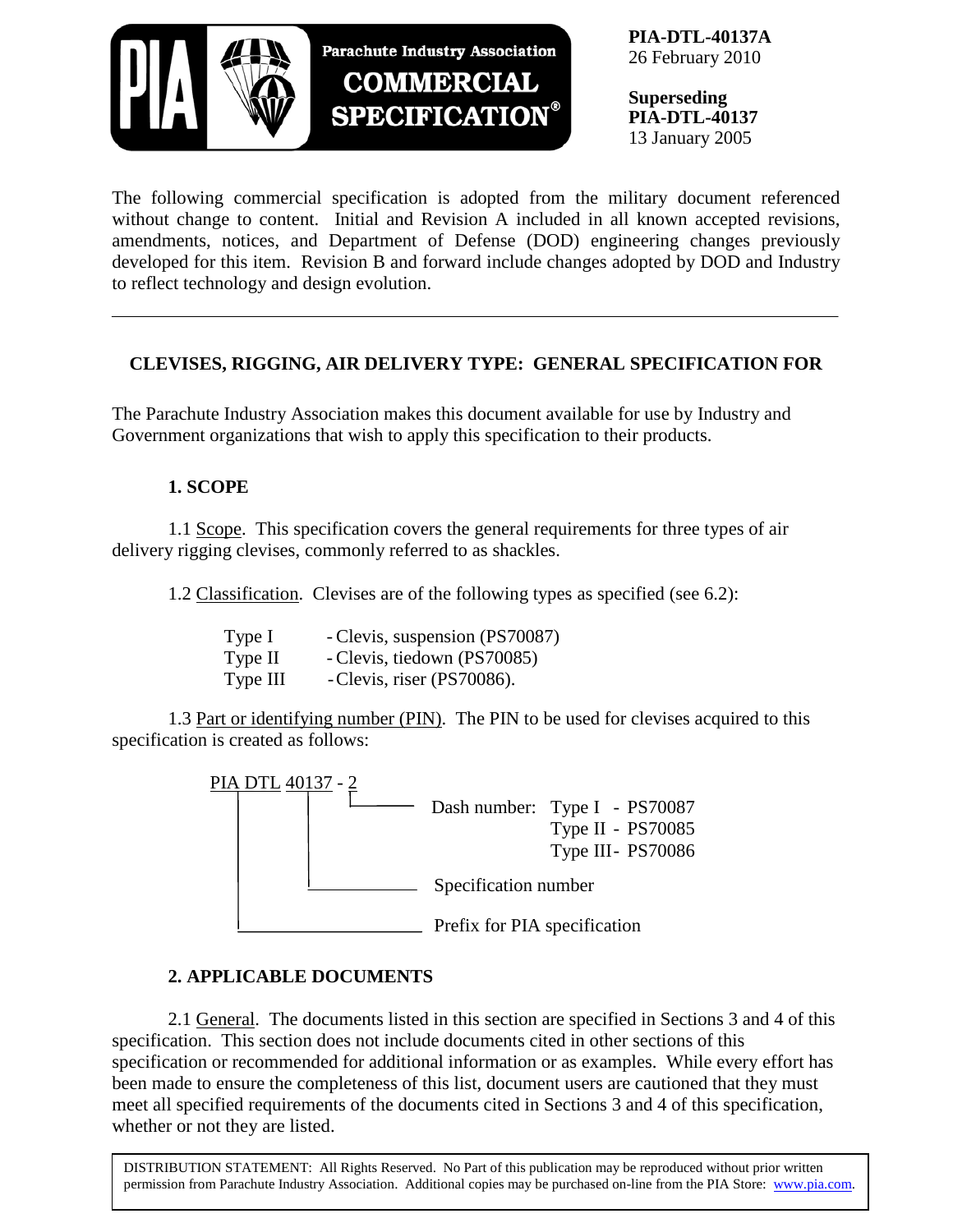**PIA-DTL-40137A**
26 February 2010

**Superseding**
**PIA-DTL-40137**
13 January 2005

Parachute Industry Association **COMMERCIAL SPECIFICATION®**

The following commercial specification is adopted from the military document referenced without change to content. Initial and Revision A included in all known accepted revisions, amendments, notices, and Department of Defense (DOD) engineering changes previously developed for this item. Revision B and forward include changes adopted by DOD and Industry to reflect technology and design evolution.

---

## CLEVISES, RIGGING, AIR DELIVERY TYPE: GENERAL SPECIFICATION FOR

The Parachute Industry Association makes this document available for use by Industry and Government organizations that wish to apply this specification to their products.

### 1. SCOPE

1.1 Scope. This specification covers the general requirements for three types of air delivery rigging clevises, commonly referred to as shackles.

1.2 Classification. Clevises are of the following types as specified (see 6.2):

| | |
|---|---|
| Type I | - Clevis, suspension (PS70087) |
| Type II | - Clevis, tiedown (PS70085) |
| Type III | - Clevis, riser (PS70086). |

1.3 Part or identifying number (PIN). The PIN to be used for clevises acquired to this specification is created as follows:

PIA DTL 40137 - 2

- PIA DTL — Prefix for PIA specification
- 40137 — Specification number
- 2 — Dash number: Type I - PS70087; Type II - PS70085; Type III - PS70086

### 2. APPLICABLE DOCUMENTS

2.1 General. The documents listed in this section are specified in Sections 3 and 4 of this specification. This section does not include documents cited in other sections of this specification or recommended for additional information or as examples. While every effort has been made to ensure the completeness of this list, document users are cautioned that they must meet all specified requirements of the documents cited in Sections 3 and 4 of this specification, whether or not they are listed.

DISTRIBUTION STATEMENT: All Rights Reserved. No Part of this publication may be reproduced without prior written permission from Parachute Industry Association. Additional copies may be purchased on-line from the PIA Store: www.pia.com.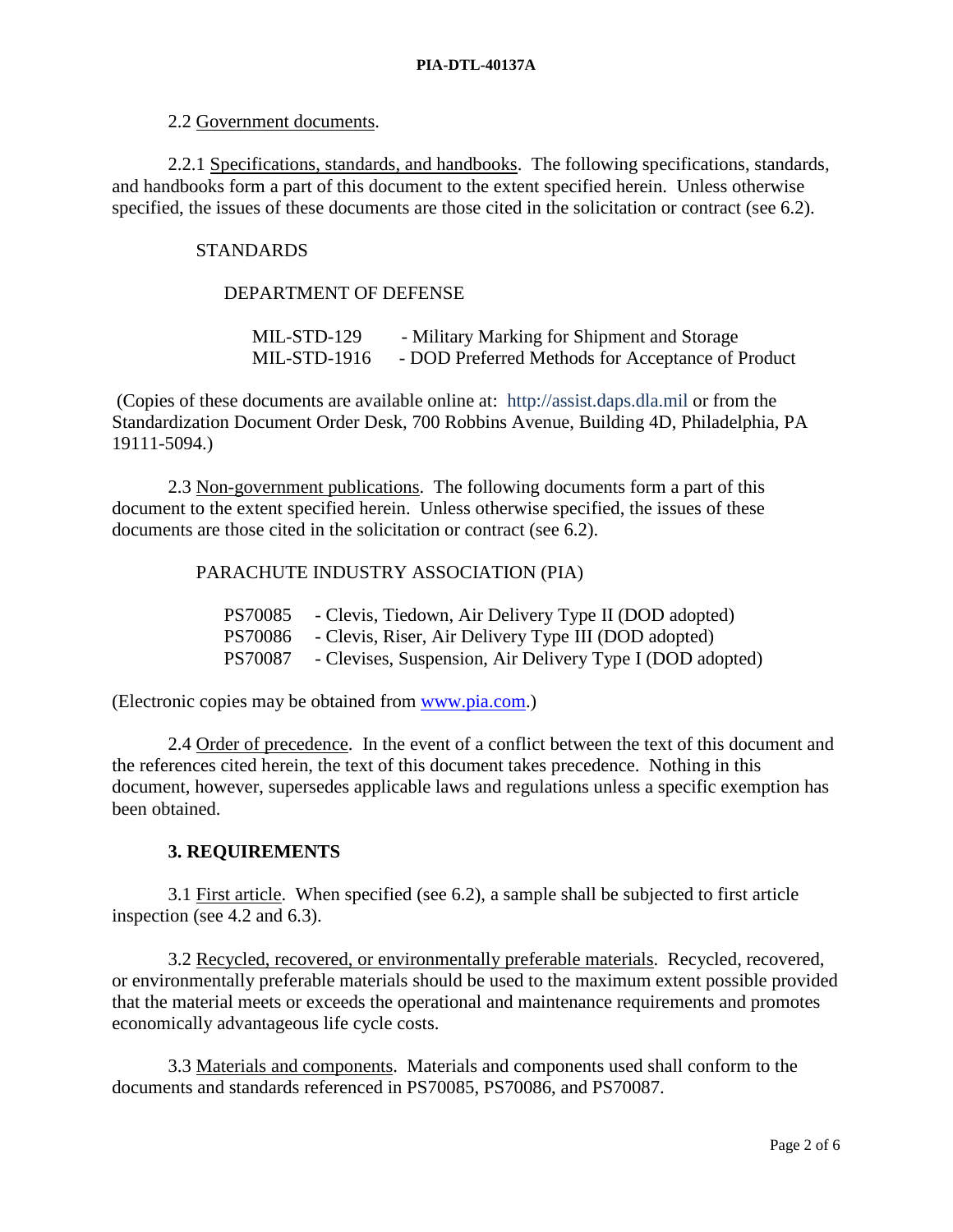2.2 Government documents.

2.2.1 Specifications, standards, and handbooks. The following specifications, standards, and handbooks form a part of this document to the extent specified herein. Unless otherwise specified, the issues of these documents are those cited in the solicitation or contract (see 6.2).

STANDARDS

DEPARTMENT OF DEFENSE

MIL-STD-129 - Military Marking for Shipment and Storage
MIL-STD-1916 - DOD Preferred Methods for Acceptance of Product

(Copies of these documents are available online at: http://assist.daps.dla.mil or from the Standardization Document Order Desk, 700 Robbins Avenue, Building 4D, Philadelphia, PA 19111-5094.)

2.3 Non-government publications. The following documents form a part of this document to the extent specified herein. Unless otherwise specified, the issues of these documents are those cited in the solicitation or contract (see 6.2).

PARACHUTE INDUSTRY ASSOCIATION (PIA)

PS70085 - Clevis, Tiedown, Air Delivery Type II (DOD adopted)
PS70086 - Clevis, Riser, Air Delivery Type III (DOD adopted)
PS70087 - Clevises, Suspension, Air Delivery Type I (DOD adopted)

(Electronic copies may be obtained from www.pia.com.)

2.4 Order of precedence. In the event of a conflict between the text of this document and the references cited herein, the text of this document takes precedence. Nothing in this document, however, supersedes applicable laws and regulations unless a specific exemption has been obtained.

## 3. REQUIREMENTS

3.1 First article. When specified (see 6.2), a sample shall be subjected to first article inspection (see 4.2 and 6.3).

3.2 Recycled, recovered, or environmentally preferable materials. Recycled, recovered, or environmentally preferable materials should be used to the maximum extent possible provided that the material meets or exceeds the operational and maintenance requirements and promotes economically advantageous life cycle costs.

3.3 Materials and components. Materials and components used shall conform to the documents and standards referenced in PS70085, PS70086, and PS70087.